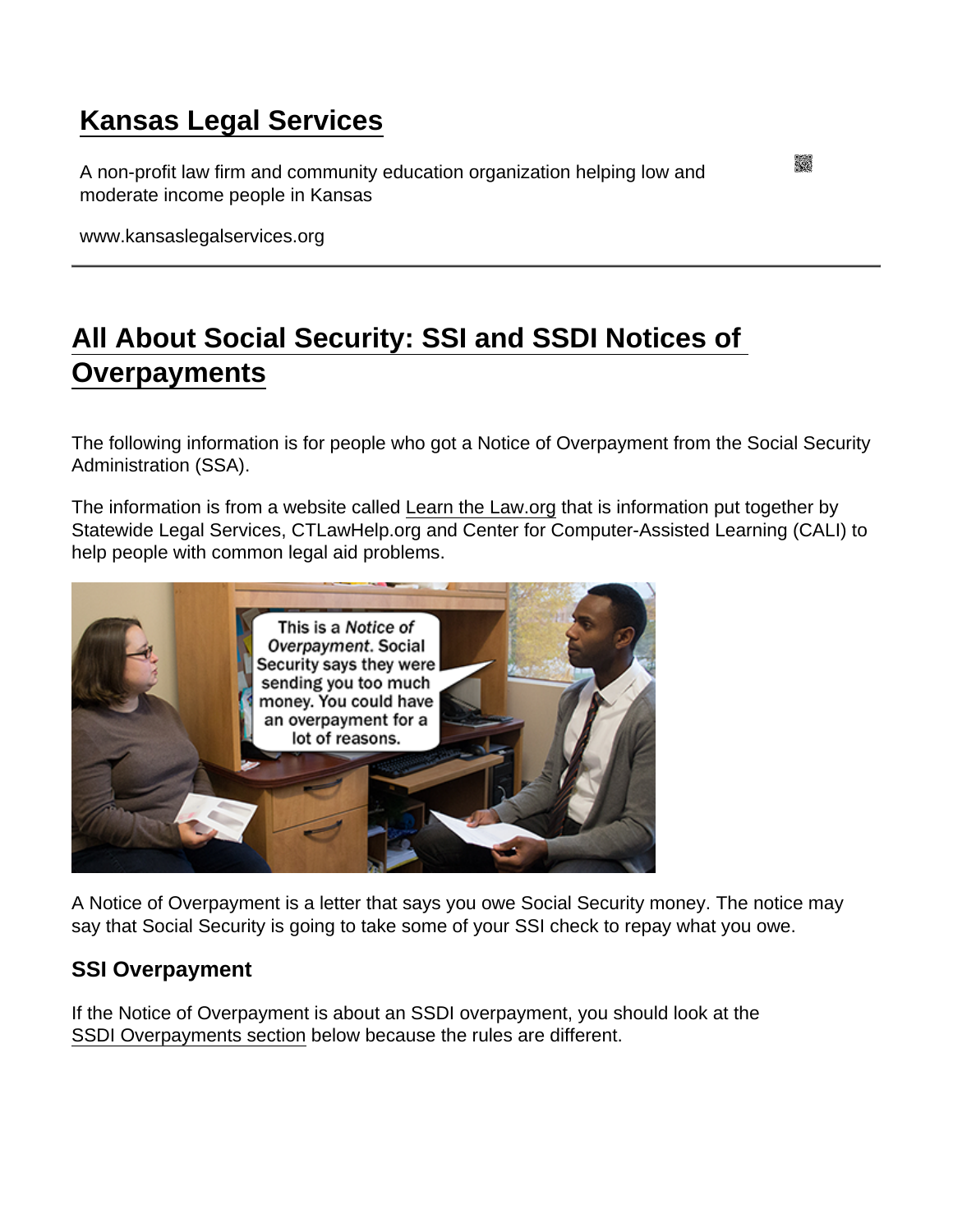# Kansas Legal Services

A non-profit law firm and community education organization helping low and moderate income people in Kansas

www.kansaslegalservices.org

## All About Social Security: SSI and SSDI Notices of Overpayments

The following information is for people who got a Notice of Overpayment from the Social Security Administration (SSA).

The information is from a website called Learn the Law.org that is information put together by Statewide Legal Services, CTLawHelp.org and Center for Computer-Assisted Learning (CALI) to help people with common legal aid problems.

A Notice of Overpayment is a letter that says you owe Social Security money. The notice may say that Social Security is going to take some of your SSI check to repay what you owe.

### SSI Overpayment

If the Notice of Overpayment is about an SSDI overpayment, you should look at the SSDI Overpayments section below because the rules are different.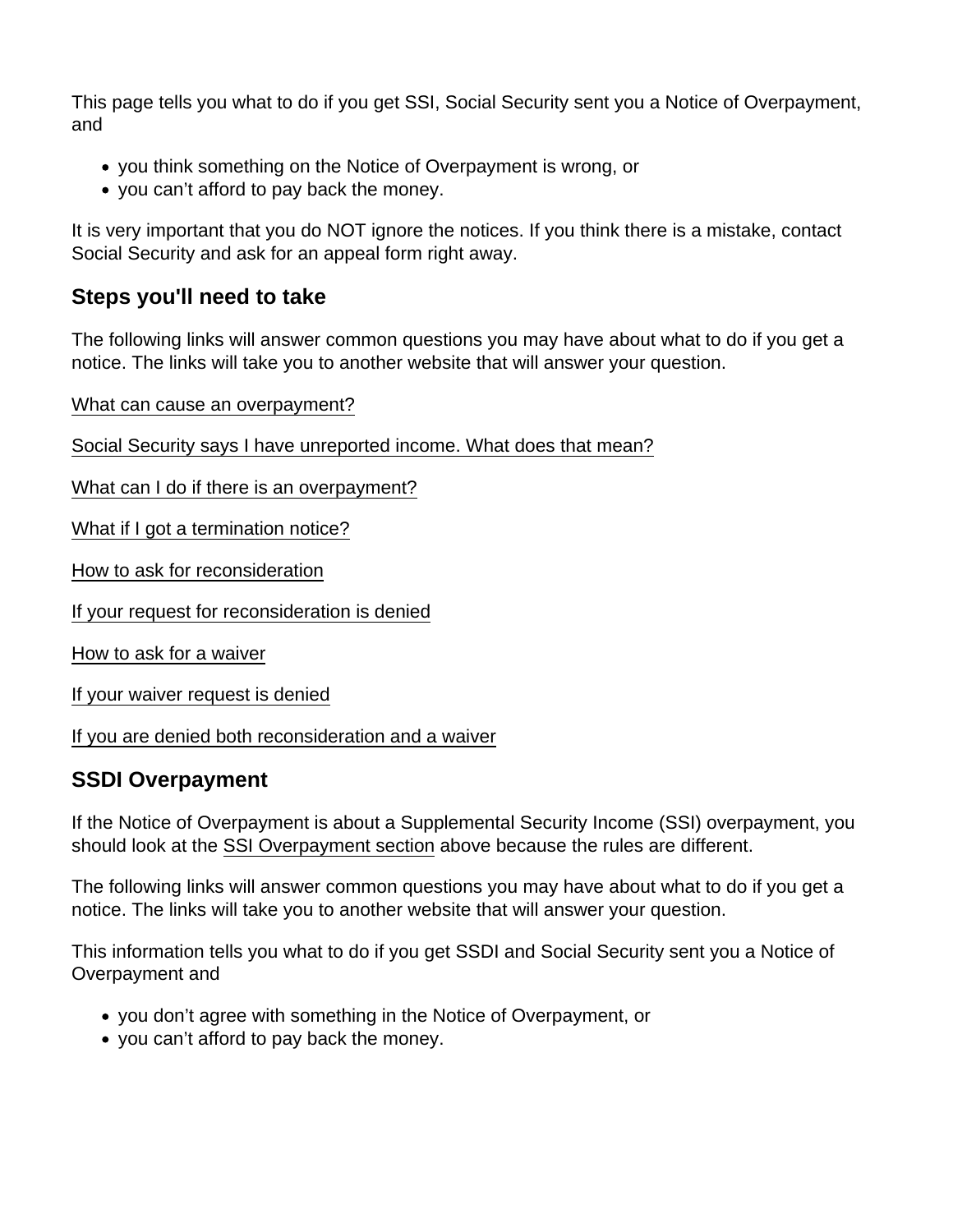This page tells you what to do if you get SSI, Social Security sent you a Notice of Overpayment, and

- you think something on the Notice of Overpayment is wrong, or
- you can't afford to pay back the money.

It is very important that you do NOT ignore the notices. If you think there is a mistake, contact Social Security and ask for an appeal form right away.

## Steps you'll need to take

The following links will answer common questions you may have about what to do if you get a notice. The links will take you to another website that will answer your question.

What can cause an overpayment?

Social Security says I have unreported income. What does that mean?

What can I do if there is an overpayment?

What if I got a termination notice?

How to ask for reconsideration

If your request for reconsideration is denied

How to ask for a waiver

If your waiver request is denied

If you are denied both reconsideration and a waiver

## SSDI Overpayment

If the Notice of Overpayment is about a Supplemental Security Income (SSI) overpayment, you should look at the SSI Overpayment section above because the rules are different.

The following links will answer common questions you may have about what to do if you get a notice. The links will take you to another website that will answer your question.

This information tells you what to do if you get SSDI and Social Security sent you a Notice of Overpayment and

- you don't agree with something in the Notice of Overpayment, or
- you can't afford to pay back the money.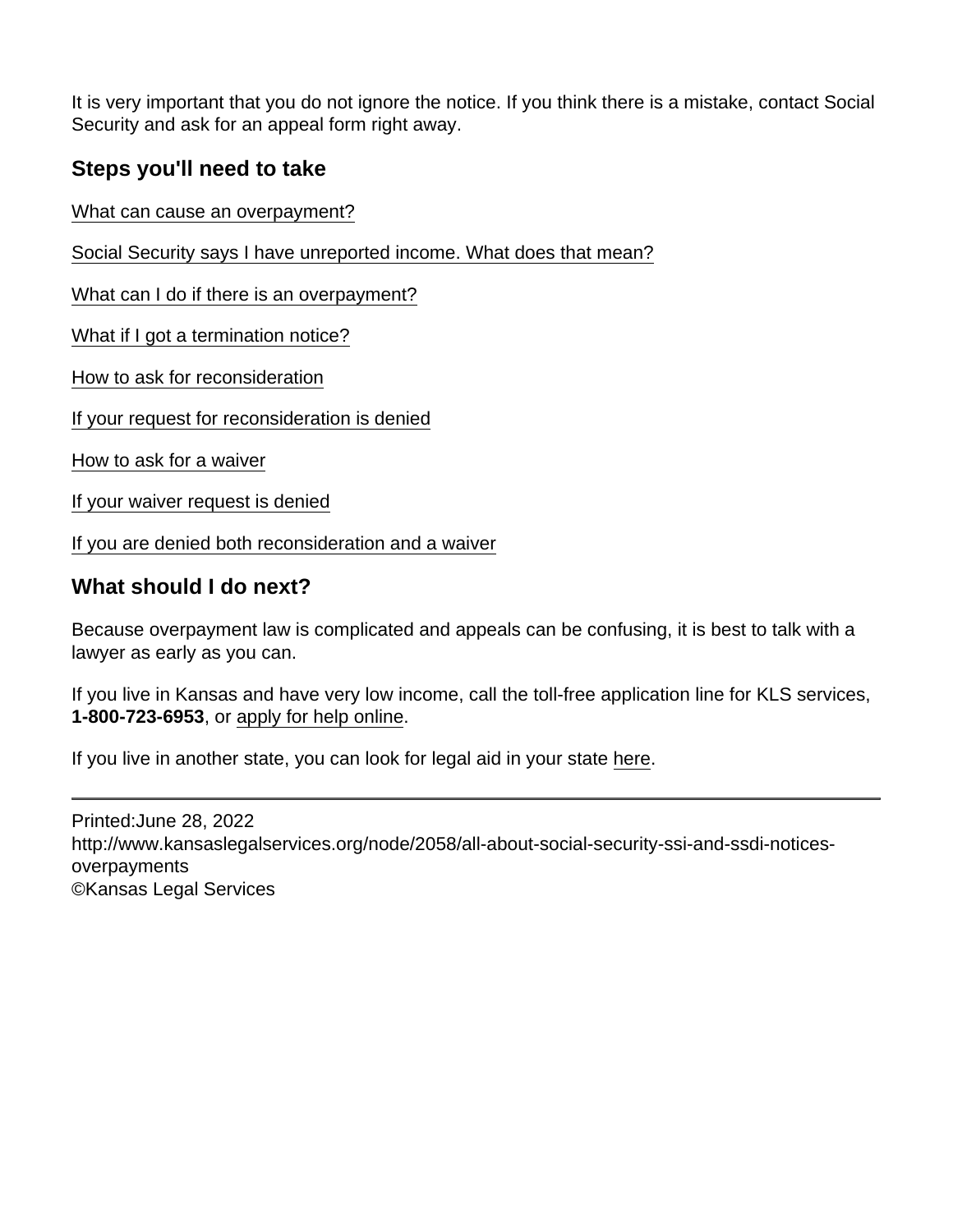It is very important that you do not ignore the notice. If you think there is a mistake, contact Social Security and ask for an appeal form right away.

## Steps you'll need to take

What can cause an overpayment?

Social Security says I have unreported income. What does that mean?

What can I do if there is an overpayment?

What if I got a termination notice?

How to ask for reconsideration

If your request for reconsideration is denied

How to ask for a waiver

If your waiver request is denied

If you are denied both reconsideration and a waiver

## What should I do next?

Because overpayment law is complicated and appeals can be confusing, it is best to talk with a lawyer as early as you can.

If you live in Kansas and have very low income, call the toll-free application line for KLS services, **1-800-723-6953**, or apply for help online.

If you live in another state, you can look for legal aid in your state here.

---

Printed:June 28, 2022
http://www.kansaslegalservices.org/node/2058/all-about-social-security-ssi-and-ssdi-notices-overpayments
©Kansas Legal Services